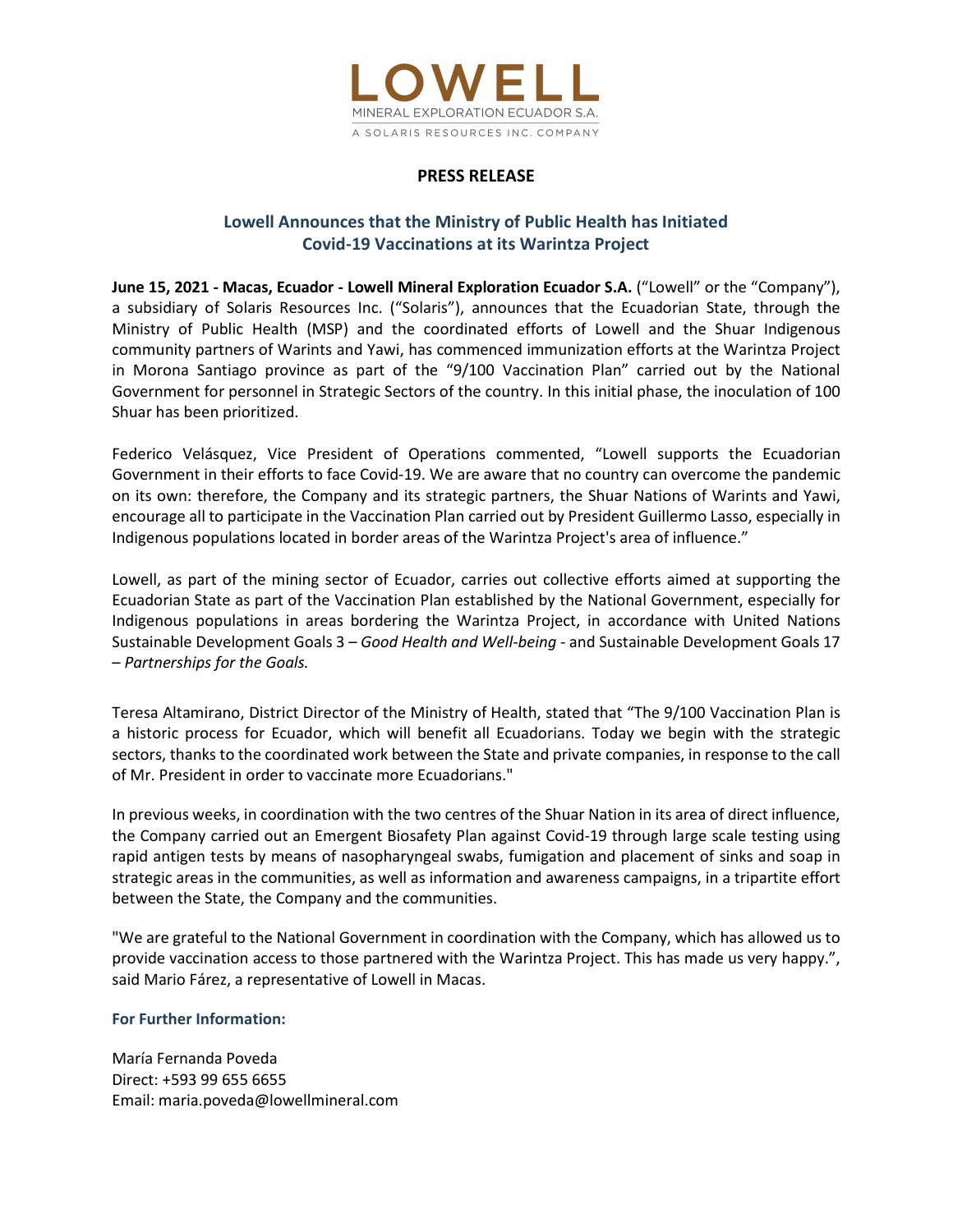LOWELL
MINERAL EXPLORATION ECUADOR S.A.
A SOLARIS RESOURCES INC. COMPANY

**PRESS RELEASE**

## Lowell Announces that the Ministry of Public Health has Initiated Covid-19 Vaccinations at its Warintza Project

**June 15, 2021 - Macas, Ecuador - Lowell Mineral Exploration Ecuador S.A.** ("Lowell" or the "Company"), a subsidiary of Solaris Resources Inc. ("Solaris"), announces that the Ecuadorian State, through the Ministry of Public Health (MSP) and the coordinated efforts of Lowell and the Shuar Indigenous community partners of Warints and Yawi, has commenced immunization efforts at the Warintza Project in Morona Santiago province as part of the "9/100 Vaccination Plan" carried out by the National Government for personnel in Strategic Sectors of the country. In this initial phase, the inoculation of 100 Shuar has been prioritized.

Federico Velásquez, Vice President of Operations commented, "Lowell supports the Ecuadorian Government in their efforts to face Covid-19. We are aware that no country can overcome the pandemic on its own: therefore, the Company and its strategic partners, the Shuar Nations of Warints and Yawi, encourage all to participate in the Vaccination Plan carried out by President Guillermo Lasso, especially in Indigenous populations located in border areas of the Warintza Project's area of influence."

Lowell, as part of the mining sector of Ecuador, carries out collective efforts aimed at supporting the Ecuadorian State as part of the Vaccination Plan established by the National Government, especially for Indigenous populations in areas bordering the Warintza Project, in accordance with United Nations Sustainable Development Goals 3 – *Good Health and Well-being* - and Sustainable Development Goals 17 – *Partnerships for the Goals.*

Teresa Altamirano, District Director of the Ministry of Health, stated that "The 9/100 Vaccination Plan is a historic process for Ecuador, which will benefit all Ecuadorians. Today we begin with the strategic sectors, thanks to the coordinated work between the State and private companies, in response to the call of Mr. President in order to vaccinate more Ecuadorians."

In previous weeks, in coordination with the two centres of the Shuar Nation in its area of direct influence, the Company carried out an Emergent Biosafety Plan against Covid-19 through large scale testing using rapid antigen tests by means of nasopharyngeal swabs, fumigation and placement of sinks and soap in strategic areas in the communities, as well as information and awareness campaigns, in a tripartite effort between the State, the Company and the communities.

"We are grateful to the National Government in coordination with the Company, which has allowed us to provide vaccination access to those partnered with the Warintza Project. This has made us very happy.", said Mario Fárez, a representative of Lowell in Macas.

**For Further Information:**

María Fernanda Poveda
Direct: +593 99 655 6655
Email: maria.poveda@lowellmineral.com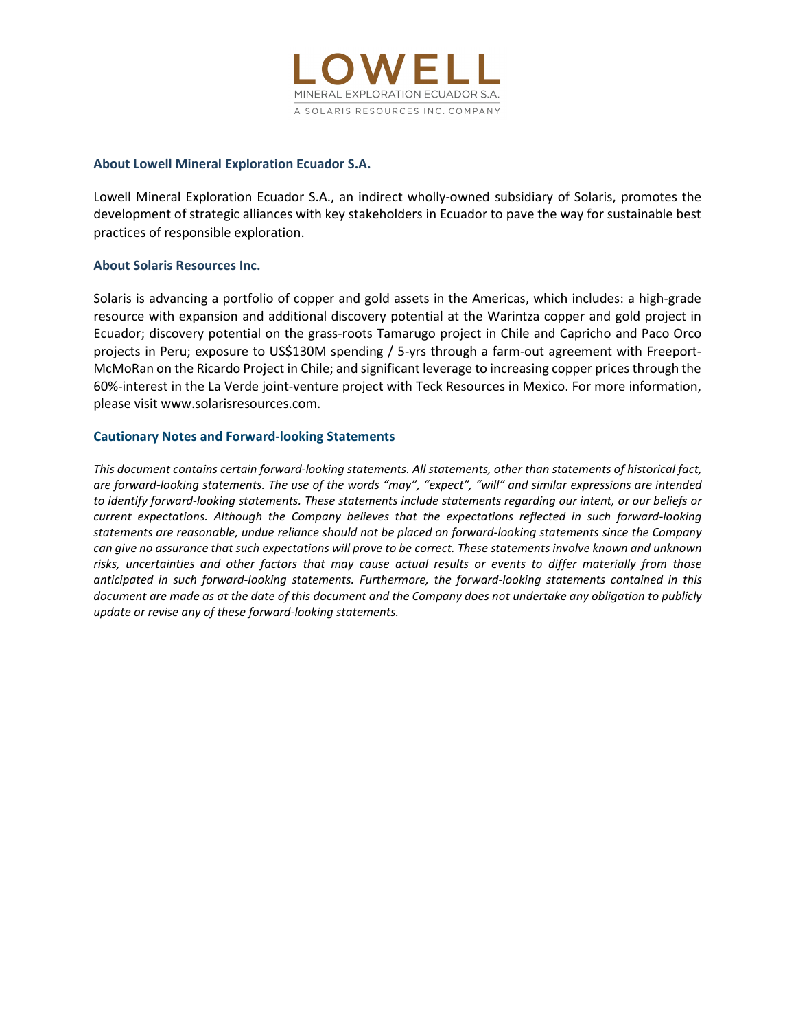LOWELL

MINERAL EXPLORATION ECUADOR S.A.

A SOLARIS RESOURCES INC. COMPANY

## About Lowell Mineral Exploration Ecuador S.A.

Lowell Mineral Exploration Ecuador S.A., an indirect wholly-owned subsidiary of Solaris, promotes the development of strategic alliances with key stakeholders in Ecuador to pave the way for sustainable best practices of responsible exploration.

## About Solaris Resources Inc.

Solaris is advancing a portfolio of copper and gold assets in the Americas, which includes: a high-grade resource with expansion and additional discovery potential at the Warintza copper and gold project in Ecuador; discovery potential on the grass-roots Tamarugo project in Chile and Capricho and Paco Orco projects in Peru; exposure to US$130M spending / 5-yrs through a farm-out agreement with Freeport-McMoRan on the Ricardo Project in Chile; and significant leverage to increasing copper prices through the 60%-interest in the La Verde joint-venture project with Teck Resources in Mexico. For more information, please visit www.solarisresources.com.

## Cautionary Notes and Forward-looking Statements

*This document contains certain forward-looking statements. All statements, other than statements of historical fact, are forward-looking statements. The use of the words "may", "expect", "will" and similar expressions are intended to identify forward-looking statements. These statements include statements regarding our intent, or our beliefs or current expectations. Although the Company believes that the expectations reflected in such forward-looking statements are reasonable, undue reliance should not be placed on forward-looking statements since the Company can give no assurance that such expectations will prove to be correct. These statements involve known and unknown risks, uncertainties and other factors that may cause actual results or events to differ materially from those anticipated in such forward-looking statements. Furthermore, the forward-looking statements contained in this document are made as at the date of this document and the Company does not undertake any obligation to publicly update or revise any of these forward-looking statements.*